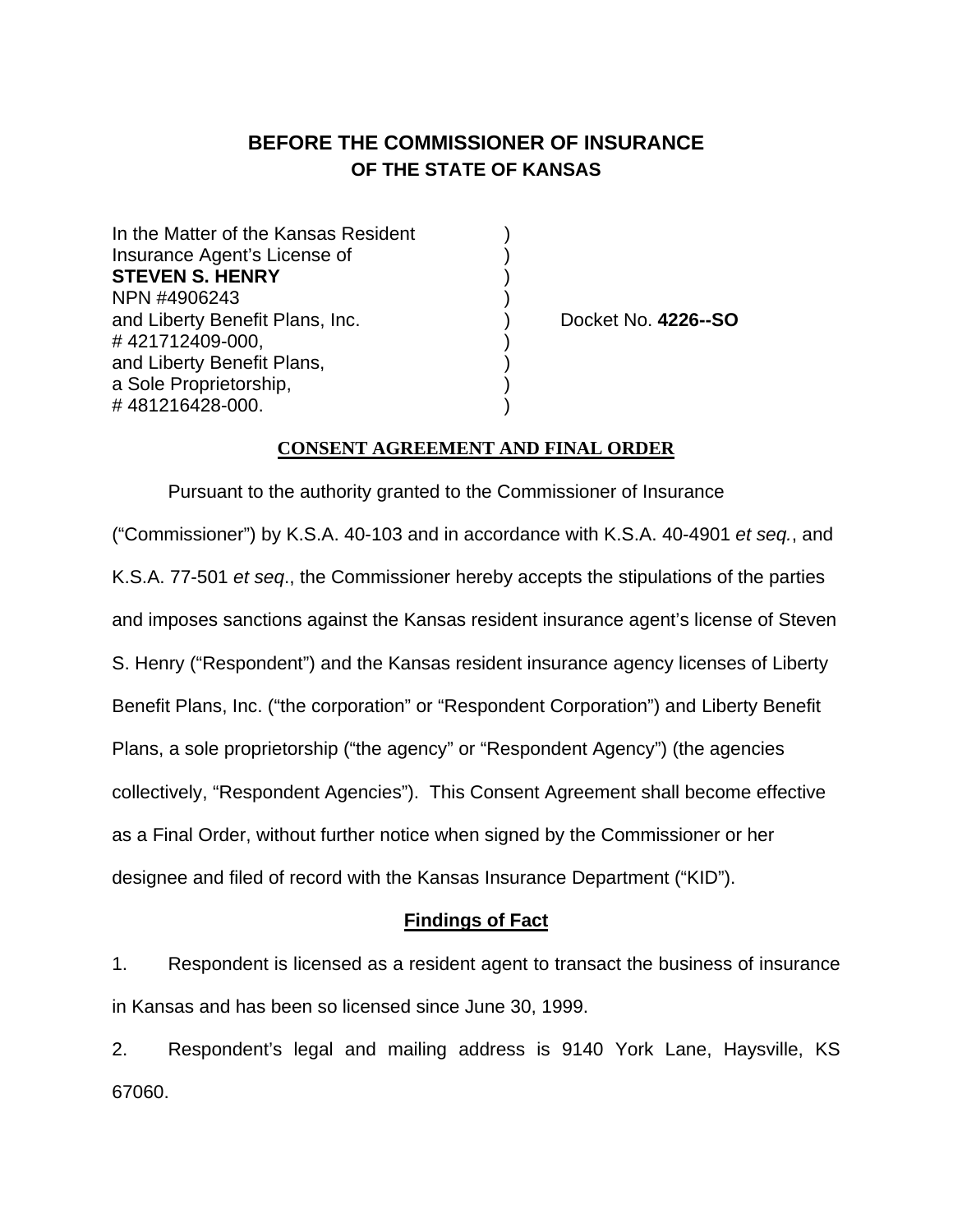# BEFORE THE COMMISSIONER OF INSURANCE
## OF THE STATE OF KANSAS

In the Matter of the Kansas Resident )
Insurance Agent's License of )
**STEVEN S. HENRY** )
NPN #4906243 )
and Liberty Benefit Plans, Inc. ) Docket No. **4226--SO**
# 421712409-000, )
and Liberty Benefit Plans, )
a Sole Proprietorship, )
# 481216428-000. )

**CONSENT AGREEMENT AND FINAL ORDER**

Pursuant to the authority granted to the Commissioner of Insurance ("Commissioner") by K.S.A. 40-103 and in accordance with K.S.A. 40-4901 *et seq.*, and K.S.A. 77-501 *et seq*., the Commissioner hereby accepts the stipulations of the parties and imposes sanctions against the Kansas resident insurance agent's license of Steven S. Henry ("Respondent") and the Kansas resident insurance agency licenses of Liberty Benefit Plans, Inc. ("the corporation" or "Respondent Corporation") and Liberty Benefit Plans, a sole proprietorship ("the agency" or "Respondent Agency") (the agencies collectively, "Respondent Agencies"). This Consent Agreement shall become effective as a Final Order, without further notice when signed by the Commissioner or her designee and filed of record with the Kansas Insurance Department ("KID").

**Findings of Fact**

1. Respondent is licensed as a resident agent to transact the business of insurance in Kansas and has been so licensed since June 30, 1999.

2. Respondent's legal and mailing address is 9140 York Lane, Haysville, KS 67060.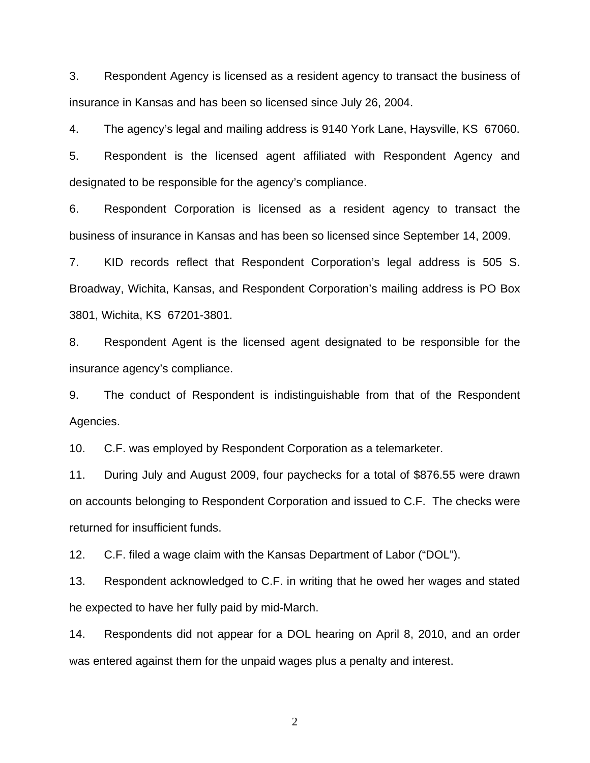3. Respondent Agency is licensed as a resident agency to transact the business of insurance in Kansas and has been so licensed since July 26, 2004.

4. The agency's legal and mailing address is 9140 York Lane, Haysville, KS 67060.

5. Respondent is the licensed agent affiliated with Respondent Agency and designated to be responsible for the agency's compliance.

6. Respondent Corporation is licensed as a resident agency to transact the business of insurance in Kansas and has been so licensed since September 14, 2009.

7. KID records reflect that Respondent Corporation's legal address is 505 S. Broadway, Wichita, Kansas, and Respondent Corporation's mailing address is PO Box 3801, Wichita, KS 67201-3801.

8. Respondent Agent is the licensed agent designated to be responsible for the insurance agency's compliance.

9. The conduct of Respondent is indistinguishable from that of the Respondent Agencies.

10. C.F. was employed by Respondent Corporation as a telemarketer.

11. During July and August 2009, four paychecks for a total of $876.55 were drawn on accounts belonging to Respondent Corporation and issued to C.F. The checks were returned for insufficient funds.

12. C.F. filed a wage claim with the Kansas Department of Labor ("DOL").

13. Respondent acknowledged to C.F. in writing that he owed her wages and stated he expected to have her fully paid by mid-March.

14. Respondents did not appear for a DOL hearing on April 8, 2010, and an order was entered against them for the unpaid wages plus a penalty and interest.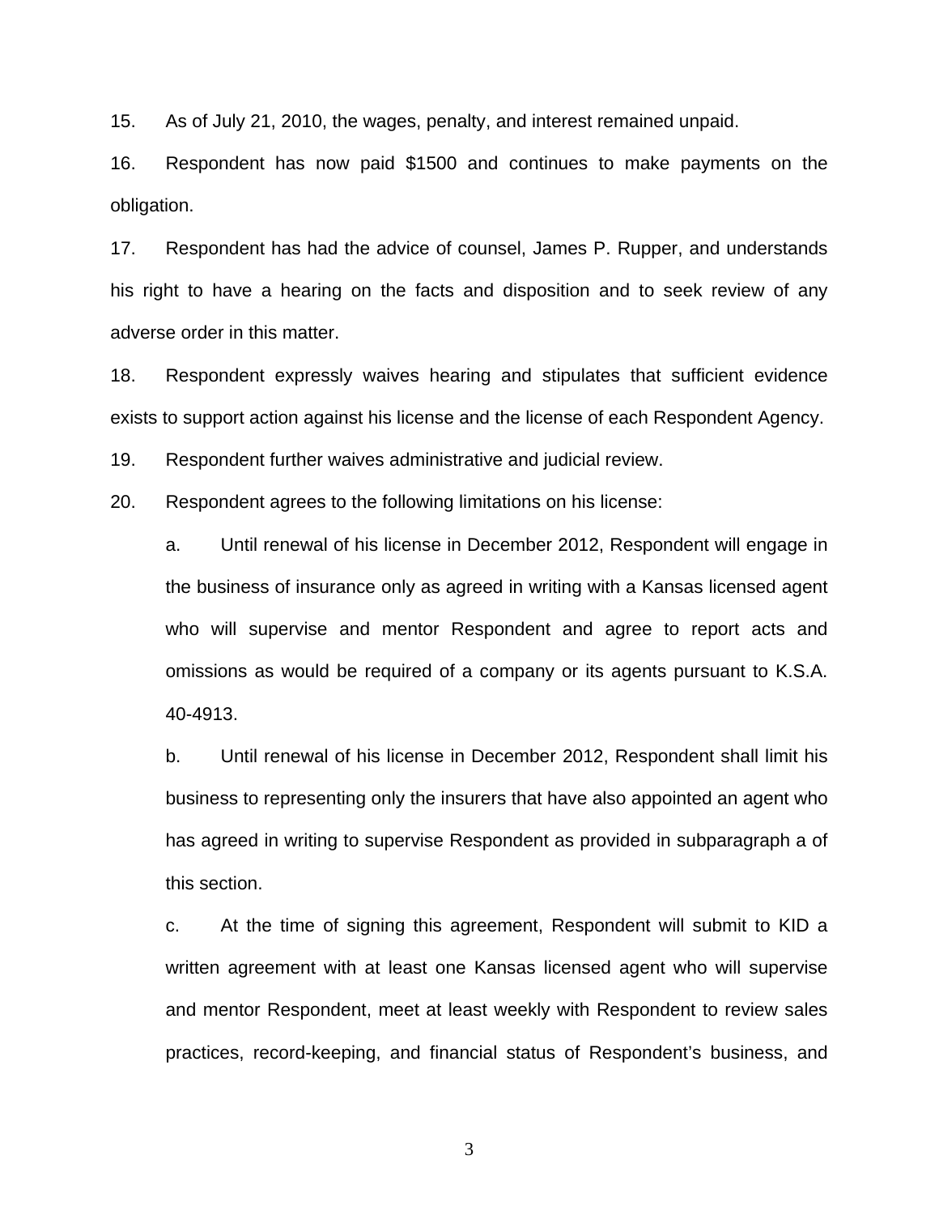15. As of July 21, 2010, the wages, penalty, and interest remained unpaid.

16. Respondent has now paid $1500 and continues to make payments on the obligation.

17. Respondent has had the advice of counsel, James P. Rupper, and understands his right to have a hearing on the facts and disposition and to seek review of any adverse order in this matter.

18. Respondent expressly waives hearing and stipulates that sufficient evidence exists to support action against his license and the license of each Respondent Agency.

19. Respondent further waives administrative and judicial review.

20. Respondent agrees to the following limitations on his license:

   a. Until renewal of his license in December 2012, Respondent will engage in the business of insurance only as agreed in writing with a Kansas licensed agent who will supervise and mentor Respondent and agree to report acts and omissions as would be required of a company or its agents pursuant to K.S.A. 40-4913.

   b. Until renewal of his license in December 2012, Respondent shall limit his business to representing only the insurers that have also appointed an agent who has agreed in writing to supervise Respondent as provided in subparagraph a of this section.

   c. At the time of signing this agreement, Respondent will submit to KID a written agreement with at least one Kansas licensed agent who will supervise and mentor Respondent, meet at least weekly with Respondent to review sales practices, record-keeping, and financial status of Respondent's business, and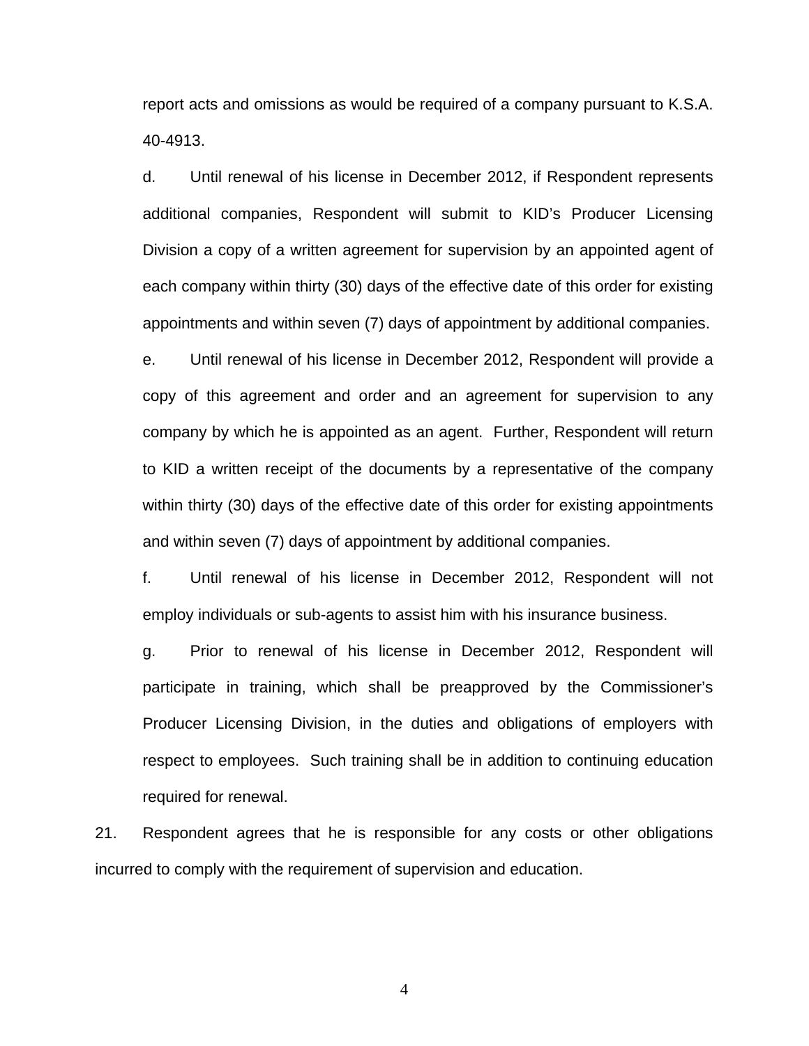report acts and omissions as would be required of a company pursuant to K.S.A. 40-4913.

d. Until renewal of his license in December 2012, if Respondent represents additional companies, Respondent will submit to KID's Producer Licensing Division a copy of a written agreement for supervision by an appointed agent of each company within thirty (30) days of the effective date of this order for existing appointments and within seven (7) days of appointment by additional companies.

e. Until renewal of his license in December 2012, Respondent will provide a copy of this agreement and order and an agreement for supervision to any company by which he is appointed as an agent. Further, Respondent will return to KID a written receipt of the documents by a representative of the company within thirty (30) days of the effective date of this order for existing appointments and within seven (7) days of appointment by additional companies.

f. Until renewal of his license in December 2012, Respondent will not employ individuals or sub-agents to assist him with his insurance business.

g. Prior to renewal of his license in December 2012, Respondent will participate in training, which shall be preapproved by the Commissioner's Producer Licensing Division, in the duties and obligations of employers with respect to employees. Such training shall be in addition to continuing education required for renewal.

21. Respondent agrees that he is responsible for any costs or other obligations incurred to comply with the requirement of supervision and education.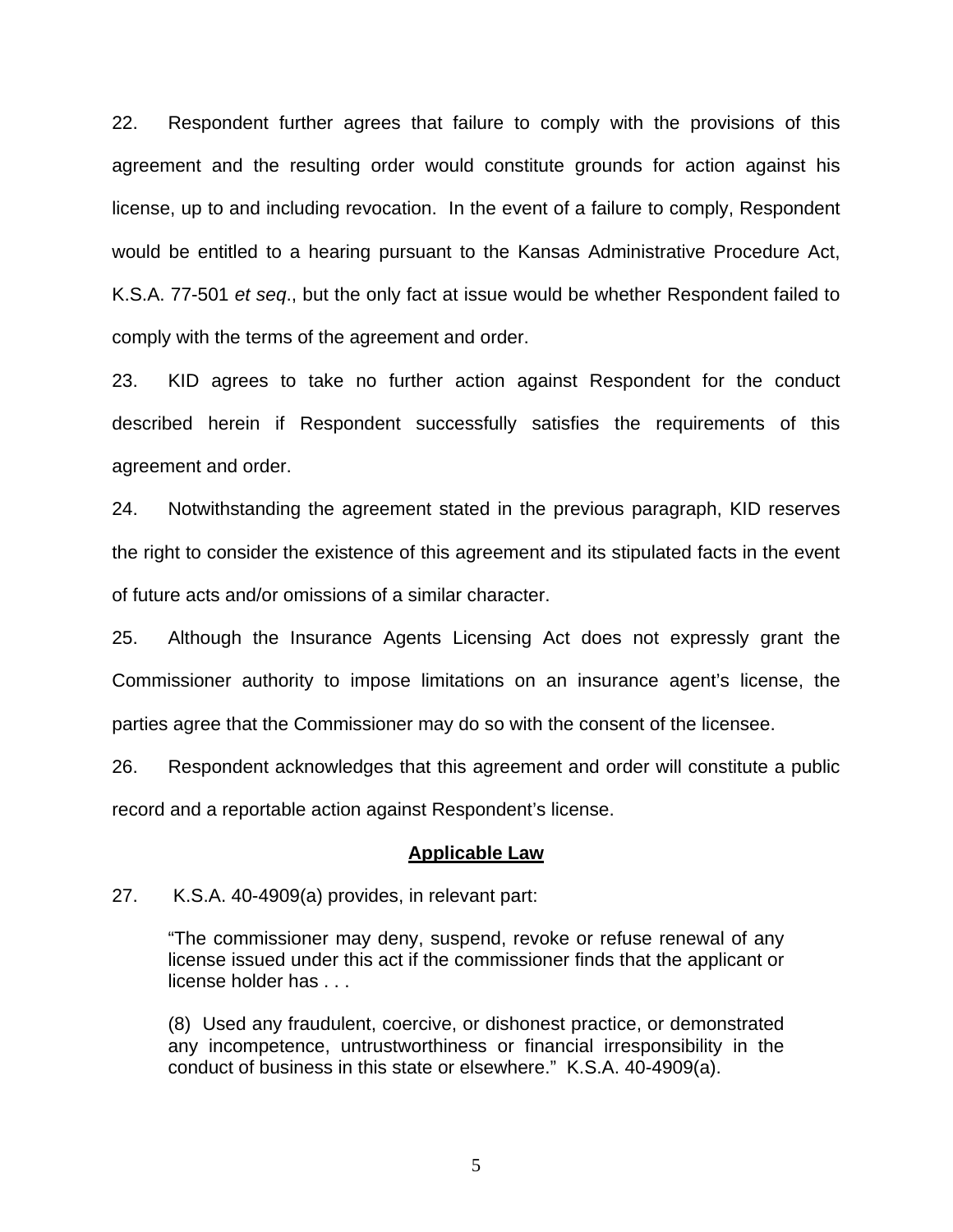22. Respondent further agrees that failure to comply with the provisions of this agreement and the resulting order would constitute grounds for action against his license, up to and including revocation. In the event of a failure to comply, Respondent would be entitled to a hearing pursuant to the Kansas Administrative Procedure Act, K.S.A. 77-501 *et seq*., but the only fact at issue would be whether Respondent failed to comply with the terms of the agreement and order.

23. KID agrees to take no further action against Respondent for the conduct described herein if Respondent successfully satisfies the requirements of this agreement and order.

24. Notwithstanding the agreement stated in the previous paragraph, KID reserves the right to consider the existence of this agreement and its stipulated facts in the event of future acts and/or omissions of a similar character.

25. Although the Insurance Agents Licensing Act does not expressly grant the Commissioner authority to impose limitations on an insurance agent's license, the parties agree that the Commissioner may do so with the consent of the licensee.

26. Respondent acknowledges that this agreement and order will constitute a public record and a reportable action against Respondent's license.

**<u>Applicable Law</u>**

27. K.S.A. 40-4909(a) provides, in relevant part:

> "The commissioner may deny, suspend, revoke or refuse renewal of any license issued under this act if the commissioner finds that the applicant or license holder has . . .
>
> (8) Used any fraudulent, coercive, or dishonest practice, or demonstrated any incompetence, untrustworthiness or financial irresponsibility in the conduct of business in this state or elsewhere." K.S.A. 40-4909(a).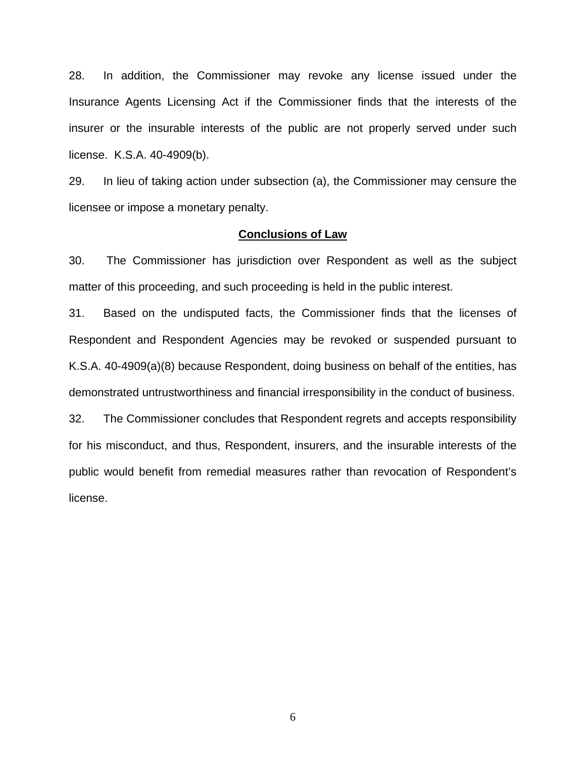28. In addition, the Commissioner may revoke any license issued under the Insurance Agents Licensing Act if the Commissioner finds that the interests of the insurer or the insurable interests of the public are not properly served under such license. K.S.A. 40-4909(b).

29. In lieu of taking action under subsection (a), the Commissioner may censure the licensee or impose a monetary penalty.

**Conclusions of Law**

30. The Commissioner has jurisdiction over Respondent as well as the subject matter of this proceeding, and such proceeding is held in the public interest.

31. Based on the undisputed facts, the Commissioner finds that the licenses of Respondent and Respondent Agencies may be revoked or suspended pursuant to K.S.A. 40-4909(a)(8) because Respondent, doing business on behalf of the entities, has demonstrated untrustworthiness and financial irresponsibility in the conduct of business.

32. The Commissioner concludes that Respondent regrets and accepts responsibility for his misconduct, and thus, Respondent, insurers, and the insurable interests of the public would benefit from remedial measures rather than revocation of Respondent's license.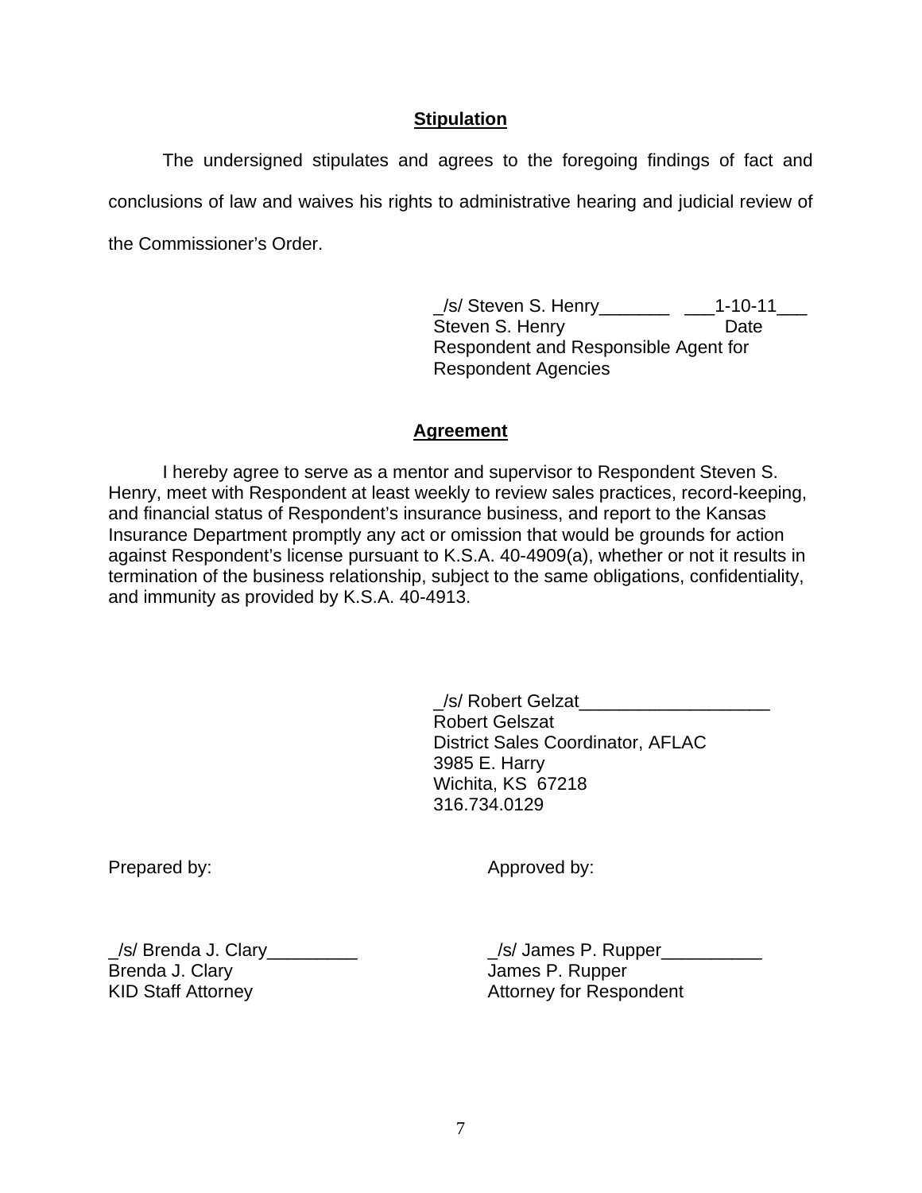## **Stipulation**

The undersigned stipulates and agrees to the foregoing findings of fact and conclusions of law and waives his rights to administrative hearing and judicial review of the Commissioner's Order.

_/s/ Steven S. Henry_______ ___1-10-11___
Steven S. Henry Date
Respondent and Responsible Agent for
Respondent Agencies

## **Agreement**

I hereby agree to serve as a mentor and supervisor to Respondent Steven S. Henry, meet with Respondent at least weekly to review sales practices, record-keeping, and financial status of Respondent's insurance business, and report to the Kansas Insurance Department promptly any act or omission that would be grounds for action against Respondent's license pursuant to K.S.A. 40-4909(a), whether or not it results in termination of the business relationship, subject to the same obligations, confidentiality, and immunity as provided by K.S.A. 40-4913.

_/s/ Robert Gelzat___________________
Robert Gelszat
District Sales Coordinator, AFLAC
3985 E. Harry
Wichita, KS 67218
316.734.0129

Prepared by:

_/s/ Brenda J. Clary_________
Brenda J. Clary
KID Staff Attorney

Approved by:

_/s/ James P. Rupper__________
James P. Rupper
Attorney for Respondent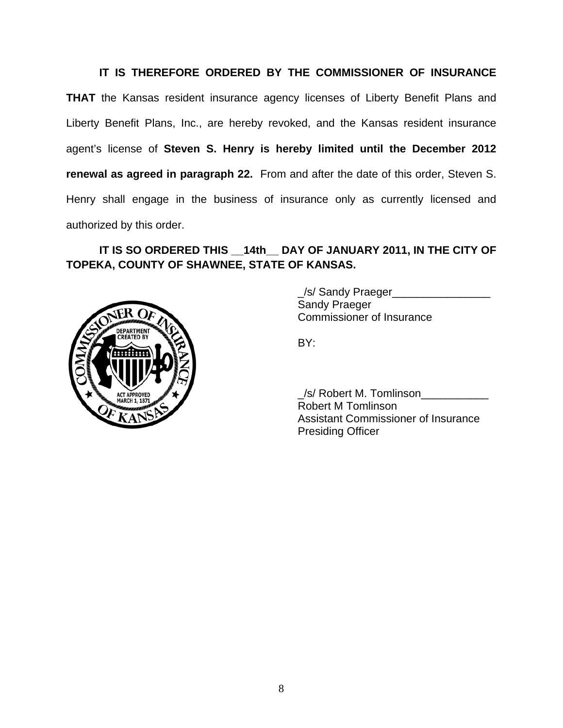**IT IS THEREFORE ORDERED BY THE COMMISSIONER OF INSURANCE THAT** the Kansas resident insurance agency licenses of Liberty Benefit Plans and Liberty Benefit Plans, Inc., are hereby revoked, and the Kansas resident insurance agent's license of **Steven S. Henry is hereby limited until the December 2012 renewal as agreed in paragraph 22.** From and after the date of this order, Steven S. Henry shall engage in the business of insurance only as currently licensed and authorized by this order.

**IT IS SO ORDERED THIS __14th__ DAY OF JANUARY 2011, IN THE CITY OF TOPEKA, COUNTY OF SHAWNEE, STATE OF KANSAS.**

_/s/ Sandy Praeger________________
Sandy Praeger
Commissioner of Insurance

BY:

_/s/ Robert M. Tomlinson___________
Robert M Tomlinson
Assistant Commissioner of Insurance
Presiding Officer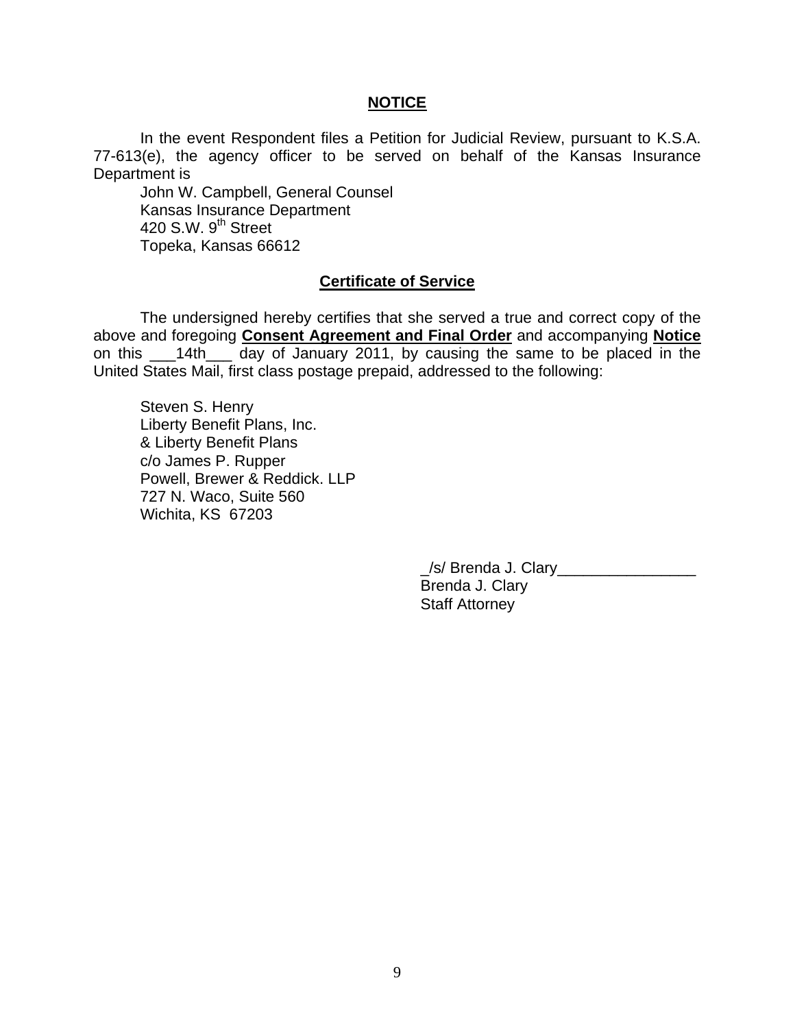**NOTICE**

In the event Respondent files a Petition for Judicial Review, pursuant to K.S.A. 77-613(e), the agency officer to be served on behalf of the Kansas Insurance Department is

John W. Campbell, General Counsel
Kansas Insurance Department
420 S.W. 9th Street
Topeka, Kansas 66612

**Certificate of Service**

The undersigned hereby certifies that she served a true and correct copy of the above and foregoing **Consent Agreement and Final Order** and accompanying **Notice** on this ___14th___ day of January 2011, by causing the same to be placed in the United States Mail, first class postage prepaid, addressed to the following:

Steven S. Henry
Liberty Benefit Plans, Inc.
& Liberty Benefit Plans
c/o James P. Rupper
Powell, Brewer & Reddick. LLP
727 N. Waco, Suite 560
Wichita, KS 67203

_/s/ Brenda J. Clary________________
Brenda J. Clary
Staff Attorney